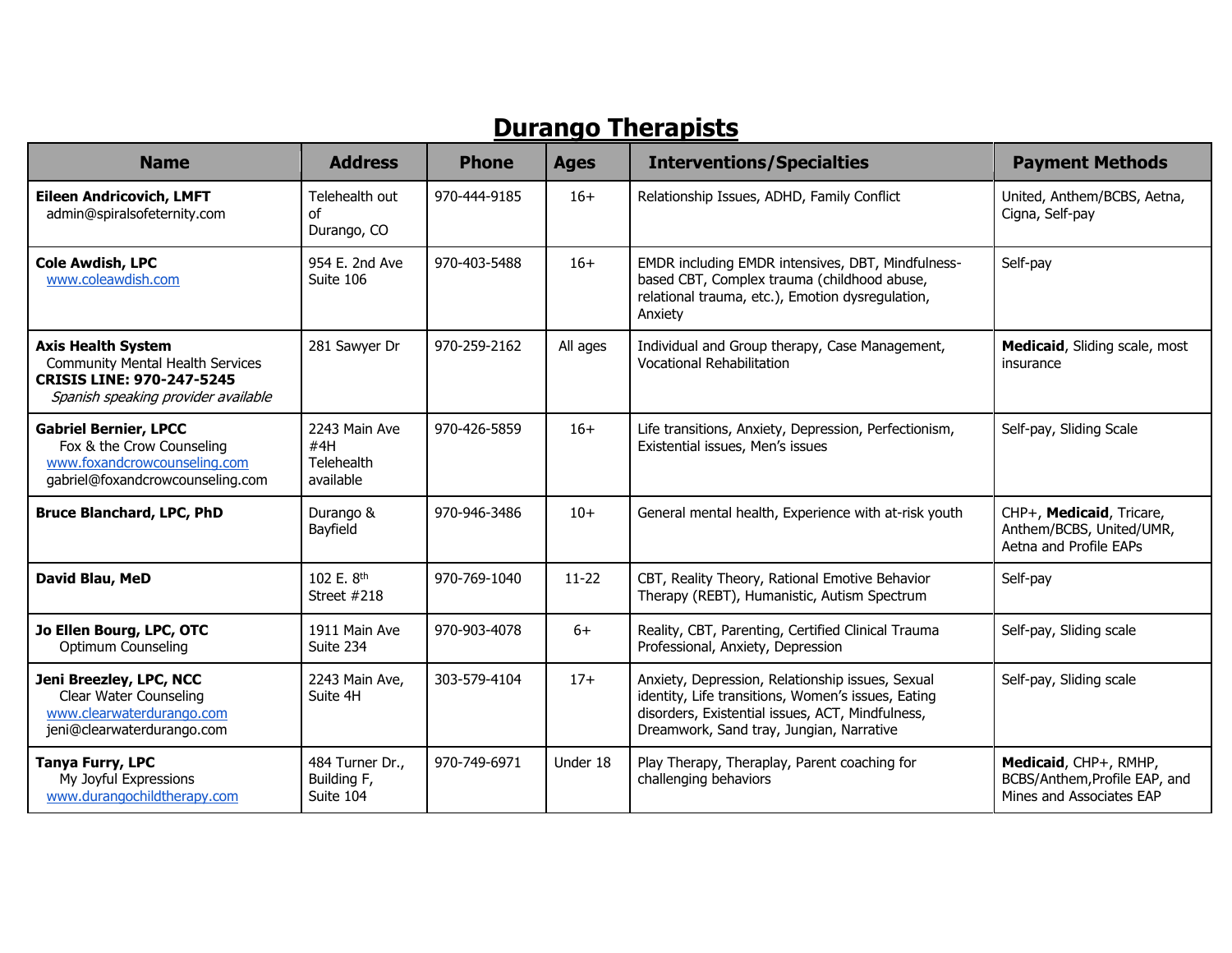# Durango Therapists

| Name | Address | Phone | Ages | Interventions/Specialties | Payment Methods |
|---|---|---|---|---|---|
| **Eileen Andricovich, LMFT**<br>admin@spiralsofeternity.com | Telehealth out of Durango, CO | 970-444-9185 | 16+ | Relationship Issues, ADHD, Family Conflict | United, Anthem/BCBS, Aetna, Cigna, Self-pay |
| **Cole Awdish, LPC**<br>www.coleawdish.com | 954 E. 2nd Ave Suite 106 | 970-403-5488 | 16+ | EMDR including EMDR intensives, DBT, Mindfulness-based CBT, Complex trauma (childhood abuse, relational trauma, etc.), Emotion dysregulation, Anxiety | Self-pay |
| **Axis Health System**<br>Community Mental Health Services<br>**CRISIS LINE: 970-247-5245**<br>*Spanish speaking provider available* | 281 Sawyer Dr | 970-259-2162 | All ages | Individual and Group therapy, Case Management, Vocational Rehabilitation | **Medicaid**, Sliding scale, most insurance |
| **Gabriel Bernier, LPCC**<br>Fox & the Crow Counseling<br>www.foxandcrowcounseling.com<br>gabriel@foxandcrowcounseling.com | 2243 Main Ave #4H<br>Telehealth available | 970-426-5859 | 16+ | Life transitions, Anxiety, Depression, Perfectionism, Existential issues, Men's issues | Self-pay, Sliding Scale |
| **Bruce Blanchard, LPC, PhD** | Durango & Bayfield | 970-946-3486 | 10+ | General mental health, Experience with at-risk youth | CHP+, **Medicaid**, Tricare, Anthem/BCBS, United/UMR, Aetna and Profile EAPs |
| **David Blau, MeD** | 102 E. 8th Street #218 | 970-769-1040 | 11-22 | CBT, Reality Theory, Rational Emotive Behavior Therapy (REBT), Humanistic, Autism Spectrum | Self-pay |
| **Jo Ellen Bourg, LPC, OTC**<br>Optimum Counseling | 1911 Main Ave Suite 234 | 970-903-4078 | 6+ | Reality, CBT, Parenting, Certified Clinical Trauma Professional, Anxiety, Depression | Self-pay, Sliding scale |
| **Jeni Breezley, LPC, NCC**<br>Clear Water Counseling<br>www.clearwaterdurango.com<br>jeni@clearwaterdurango.com | 2243 Main Ave, Suite 4H | 303-579-4104 | 17+ | Anxiety, Depression, Relationship issues, Sexual identity, Life transitions, Women's issues, Eating disorders, Existential issues, ACT, Mindfulness, Dreamwork, Sand tray, Jungian, Narrative | Self-pay, Sliding scale |
| **Tanya Furry, LPC**<br>My Joyful Expressions<br>www.durangochildtherapy.com | 484 Turner Dr., Building F, Suite 104 | 970-749-6971 | Under 18 | Play Therapy, Theraplay, Parent coaching for challenging behaviors | **Medicaid**, CHP+, RMHP, BCBS/Anthem,Profile EAP, and Mines and Associates EAP |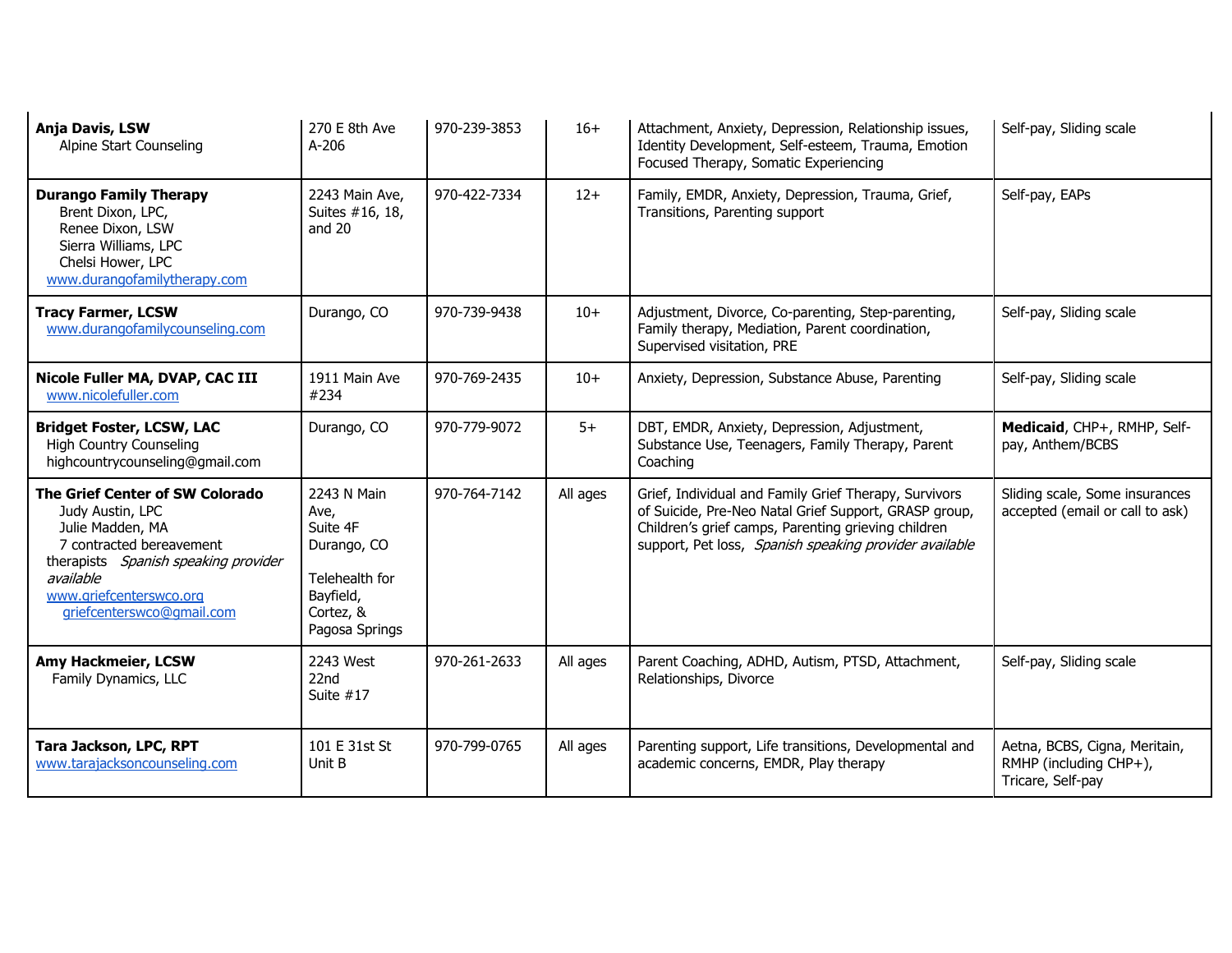| | | | | | |
|---|---|---|---|---|---|
| **Anja Davis, LSW**<br>Alpine Start Counseling | 270 E 8th Ave A-206 | 970-239-3853 | 16+ | Attachment, Anxiety, Depression, Relationship issues, Identity Development, Self-esteem, Trauma, Emotion Focused Therapy, Somatic Experiencing | Self-pay, Sliding scale |
| **Durango Family Therapy**<br>Brent Dixon, LPC,<br>Renee Dixon, LSW<br>Sierra Williams, LPC<br>Chelsi Hower, LPC<br>www.durangofamilytherapy.com | 2243 Main Ave, Suites #16, 18, and 20 | 970-422-7334 | 12+ | Family, EMDR, Anxiety, Depression, Trauma, Grief, Transitions, Parenting support | Self-pay, EAPs |
| **Tracy Farmer, LCSW**<br>www.durangofamilycounseling.com | Durango, CO | 970-739-9438 | 10+ | Adjustment, Divorce, Co-parenting, Step-parenting, Family therapy, Mediation, Parent coordination, Supervised visitation, PRE | Self-pay, Sliding scale |
| **Nicole Fuller MA, DVAP, CAC III**<br>www.nicolefuller.com | 1911 Main Ave #234 | 970-769-2435 | 10+ | Anxiety, Depression, Substance Abuse, Parenting | Self-pay, Sliding scale |
| **Bridget Foster, LCSW, LAC**<br>High Country Counseling<br>highcountrycounseling@gmail.com | Durango, CO | 970-779-9072 | 5+ | DBT, EMDR, Anxiety, Depression, Adjustment, Substance Use, Teenagers, Family Therapy, Parent Coaching | **Medicaid**, CHP+, RMHP, Self-pay, Anthem/BCBS |
| **The Grief Center of SW Colorado**<br>Judy Austin, LPC<br>Julie Madden, MA<br>7 contracted bereavement therapists *Spanish speaking provider available*<br>www.griefcenterswco.org<br>griefcenterswco@gmail.com | 2243 N Main Ave, Suite 4F Durango, CO<br><br>Telehealth for Bayfield, Cortez, & Pagosa Springs | 970-764-7142 | All ages | Grief, Individual and Family Grief Therapy, Survivors of Suicide, Pre-Neo Natal Grief Support, GRASP group, Children's grief camps, Parenting grieving children support, Pet loss, *Spanish speaking provider available* | Sliding scale, Some insurances accepted (email or call to ask) |
| **Amy Hackmeier, LCSW**<br>Family Dynamics, LLC | 2243 West 22nd Suite #17 | 970-261-2633 | All ages | Parent Coaching, ADHD, Autism, PTSD, Attachment, Relationships, Divorce | Self-pay, Sliding scale |
| **Tara Jackson, LPC, RPT**<br>www.tarajacksoncounseling.com | 101 E 31st St Unit B | 970-799-0765 | All ages | Parenting support, Life transitions, Developmental and academic concerns, EMDR, Play therapy | Aetna, BCBS, Cigna, Meritain, RMHP (including CHP+), Tricare, Self-pay |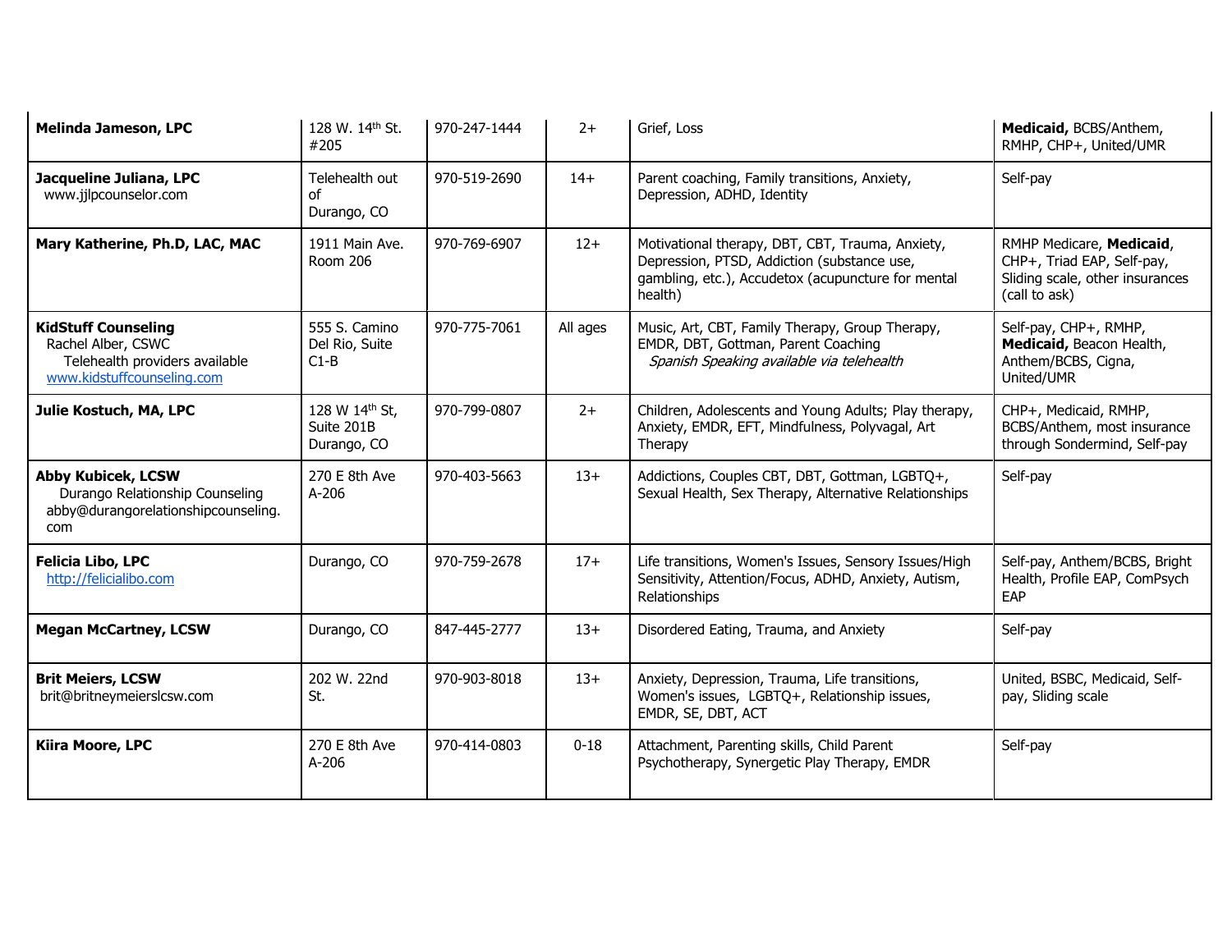| | | | | | |
|---|---|---|---|---|---|
| **Melinda Jameson, LPC** | 128 W. 14th St. #205 | 970-247-1444 | 2+ | Grief, Loss | **Medicaid,** BCBS/Anthem, RMHP, CHP+, United/UMR |
| **Jacqueline Juliana, LPC** www.jjlpcounselor.com | Telehealth out of Durango, CO | 970-519-2690 | 14+ | Parent coaching, Family transitions, Anxiety, Depression, ADHD, Identity | Self-pay |
| **Mary Katherine, Ph.D, LAC, MAC** | 1911 Main Ave. Room 206 | 970-769-6907 | 12+ | Motivational therapy, DBT, CBT, Trauma, Anxiety, Depression, PTSD, Addiction (substance use, gambling, etc.), Accudetox (acupuncture for mental health) | RMHP Medicare, **Medicaid**, CHP+, Triad EAP, Self-pay, Sliding scale, other insurances (call to ask) |
| **KidStuff Counseling** Rachel Alber, CSWC Telehealth providers available www.kidstuffcounseling.com | 555 S. Camino Del Rio, Suite C1-B | 970-775-7061 | All ages | Music, Art, CBT, Family Therapy, Group Therapy, EMDR, DBT, Gottman, Parent Coaching *Spanish Speaking available via telehealth* | Self-pay, CHP+, RMHP, **Medicaid,** Beacon Health, Anthem/BCBS, Cigna, United/UMR |
| **Julie Kostuch, MA, LPC** | 128 W 14th St, Suite 201B Durango, CO | 970-799-0807 | 2+ | Children, Adolescents and Young Adults; Play therapy, Anxiety, EMDR, EFT, Mindfulness, Polyvagal, Art Therapy | CHP+, Medicaid, RMHP, BCBS/Anthem, most insurance through Sondermind, Self-pay |
| **Abby Kubicek, LCSW** Durango Relationship Counseling abby@durangorelationshipcounseling.com | 270 E 8th Ave A-206 | 970-403-5663 | 13+ | Addictions, Couples CBT, DBT, Gottman, LGBTQ+, Sexual Health, Sex Therapy, Alternative Relationships | Self-pay |
| **Felicia Libo, LPC** http://felicialibo.com | Durango, CO | 970-759-2678 | 17+ | Life transitions, Women's Issues, Sensory Issues/High Sensitivity, Attention/Focus, ADHD, Anxiety, Autism, Relationships | Self-pay, Anthem/BCBS, Bright Health, Profile EAP, ComPsych EAP |
| **Megan McCartney, LCSW** | Durango, CO | 847-445-2777 | 13+ | Disordered Eating, Trauma, and Anxiety | Self-pay |
| **Brit Meiers, LCSW** brit@britneymeierslcsw.com | 202 W. 22nd St. | 970-903-8018 | 13+ | Anxiety, Depression, Trauma, Life transitions, Women's issues, LGBTQ+, Relationship issues, EMDR, SE, DBT, ACT | United, BSBC, Medicaid, Self-pay, Sliding scale |
| **Kiira Moore, LPC** | 270 E 8th Ave A-206 | 970-414-0803 | 0-18 | Attachment, Parenting skills, Child Parent Psychotherapy, Synergetic Play Therapy, EMDR | Self-pay |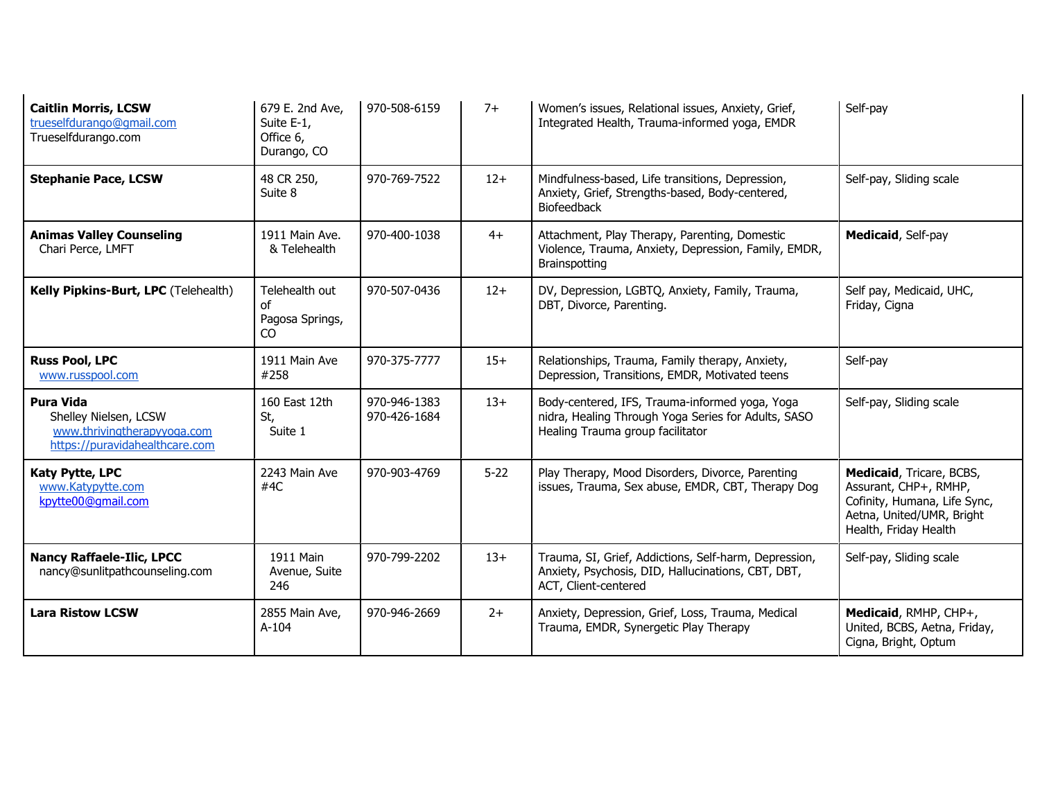| | | | | | |
|---|---|---|---|---|---|
| **Caitlin Morris, LCSW** trueselfdurango@gmail.com Trueselfdurango.com | 679 E. 2nd Ave, Suite E-1, Office 6, Durango, CO | 970-508-6159 | 7+ | Women's issues, Relational issues, Anxiety, Grief, Integrated Health, Trauma-informed yoga, EMDR | Self-pay |
| **Stephanie Pace, LCSW** | 48 CR 250, Suite 8 | 970-769-7522 | 12+ | Mindfulness-based, Life transitions, Depression, Anxiety, Grief, Strengths-based, Body-centered, Biofeedback | Self-pay, Sliding scale |
| **Animas Valley Counseling** Chari Perce, LMFT | 1911 Main Ave. & Telehealth | 970-400-1038 | 4+ | Attachment, Play Therapy, Parenting, Domestic Violence, Trauma, Anxiety, Depression, Family, EMDR, Brainspotting | **Medicaid**, Self-pay |
| **Kelly Pipkins-Burt, LPC** (Telehealth) | Telehealth out of Pagosa Springs, CO | 970-507-0436 | 12+ | DV, Depression, LGBTQ, Anxiety, Family, Trauma, DBT, Divorce, Parenting. | Self pay, Medicaid, UHC, Friday, Cigna |
| **Russ Pool, LPC** www.russpool.com | 1911 Main Ave #258 | 970-375-7777 | 15+ | Relationships, Trauma, Family therapy, Anxiety, Depression, Transitions, EMDR, Motivated teens | Self-pay |
| **Pura Vida** Shelley Nielsen, LCSW www.thrivingtherapyyoga.com https://puravidahealthcare.com | 160 East 12th St, Suite 1 | 970-946-1383 970-426-1684 | 13+ | Body-centered, IFS, Trauma-informed yoga, Yoga nidra, Healing Through Yoga Series for Adults, SASO Healing Trauma group facilitator | Self-pay, Sliding scale |
| **Katy Pytte, LPC** www.Katypytte.com kpytte00@gmail.com | 2243 Main Ave #4C | 970-903-4769 | 5-22 | Play Therapy, Mood Disorders, Divorce, Parenting issues, Trauma, Sex abuse, EMDR, CBT, Therapy Dog | **Medicaid**, Tricare, BCBS, Assurant, CHP+, RMHP, Cofinity, Humana, Life Sync, Aetna, United/UMR, Bright Health, Friday Health |
| **Nancy Raffaele-Ilic, LPCC** nancy@sunlitpathcounseling.com | 1911 Main Avenue, Suite 246 | 970-799-2202 | 13+ | Trauma, SI, Grief, Addictions, Self-harm, Depression, Anxiety, Psychosis, DID, Hallucinations, CBT, DBT, ACT, Client-centered | Self-pay, Sliding scale |
| **Lara Ristow LCSW** | 2855 Main Ave, A-104 | 970-946-2669 | 2+ | Anxiety, Depression, Grief, Loss, Trauma, Medical Trauma, EMDR, Synergetic Play Therapy | **Medicaid**, RMHP, CHP+, United, BCBS, Aetna, Friday, Cigna, Bright, Optum |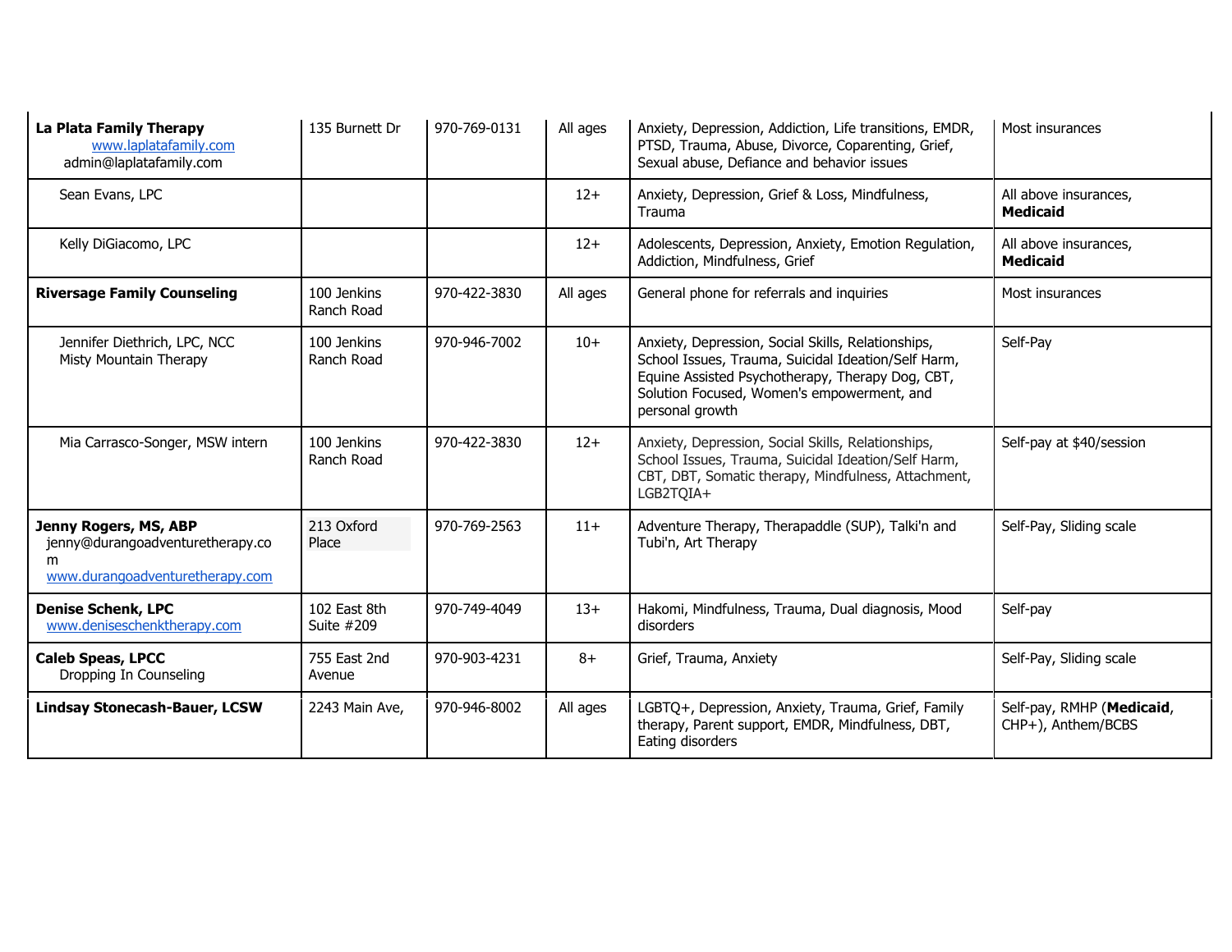| | | | | | |
|---|---|---|---|---|---|
| **La Plata Family Therapy** www.laplatafamily.com admin@laplatafamily.com | 135 Burnett Dr | 970-769-0131 | All ages | Anxiety, Depression, Addiction, Life transitions, EMDR, PTSD, Trauma, Abuse, Divorce, Coparenting, Grief, Sexual abuse, Defiance and behavior issues | Most insurances |
| Sean Evans, LPC | | | 12+ | Anxiety, Depression, Grief & Loss, Mindfulness, Trauma | All above insurances, **Medicaid** |
| Kelly DiGiacomo, LPC | | | 12+ | Adolescents, Depression, Anxiety, Emotion Regulation, Addiction, Mindfulness, Grief | All above insurances, **Medicaid** |
| **Riversage Family Counseling** | 100 Jenkins Ranch Road | 970-422-3830 | All ages | General phone for referrals and inquiries | Most insurances |
| Jennifer Diethrich, LPC, NCC Misty Mountain Therapy | 100 Jenkins Ranch Road | 970-946-7002 | 10+ | Anxiety, Depression, Social Skills, Relationships, School Issues, Trauma, Suicidal Ideation/Self Harm, Equine Assisted Psychotherapy, Therapy Dog, CBT, Solution Focused, Women's empowerment, and personal growth | Self-Pay |
| Mia Carrasco-Songer, MSW intern | 100 Jenkins Ranch Road | 970-422-3830 | 12+ | Anxiety, Depression, Social Skills, Relationships, School Issues, Trauma, Suicidal Ideation/Self Harm, CBT, DBT, Somatic therapy, Mindfulness, Attachment, LGB2TQIA+ | Self-pay at $40/session |
| **Jenny Rogers, MS, ABP** jenny@durangoadventuretherapy.com www.durangoadventuretherapy.com | 213 Oxford Place | 970-769-2563 | 11+ | Adventure Therapy, Therapaddle (SUP), Talki'n and Tubi'n, Art Therapy | Self-Pay, Sliding scale |
| **Denise Schenk, LPC** www.deniseschenktherapy.com | 102 East 8th Suite #209 | 970-749-4049 | 13+ | Hakomi, Mindfulness, Trauma, Dual diagnosis, Mood disorders | Self-pay |
| **Caleb Speas, LPCC** Dropping In Counseling | 755 East 2nd Avenue | 970-903-4231 | 8+ | Grief, Trauma, Anxiety | Self-Pay, Sliding scale |
| **Lindsay Stonecash-Bauer, LCSW** | 2243 Main Ave, | 970-946-8002 | All ages | LGBTQ+, Depression, Anxiety, Trauma, Grief, Family therapy, Parent support, EMDR, Mindfulness, DBT, Eating disorders | Self-pay, RMHP (**Medicaid**, CHP+), Anthem/BCBS |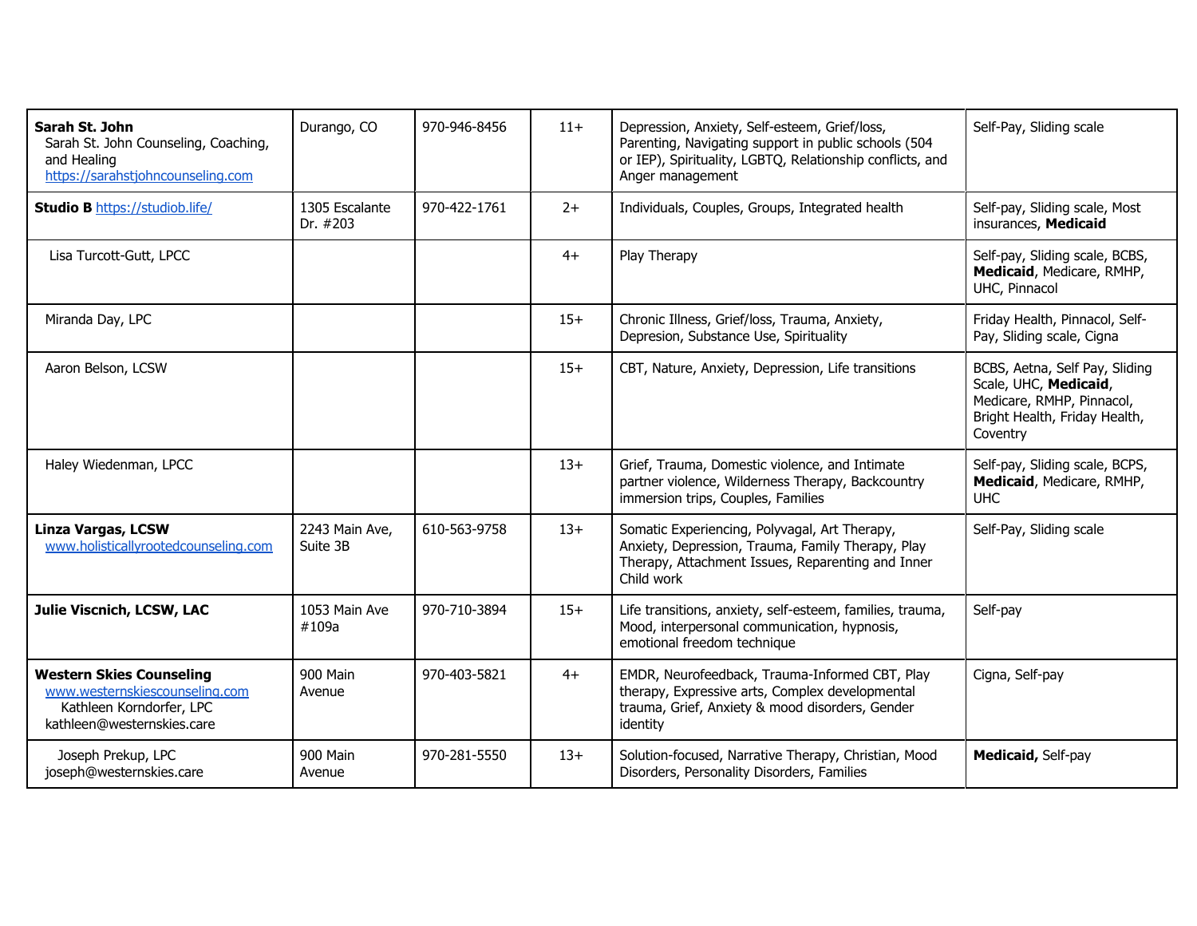| | | | | | |
|---|---|---|---|---|---|
| **Sarah St. John** Sarah St. John Counseling, Coaching, and Healing https://sarahstjohncounseling.com | Durango, CO | 970-946-8456 | 11+ | Depression, Anxiety, Self-esteem, Grief/loss, Parenting, Navigating support in public schools (504 or IEP), Spirituality, LGBTQ, Relationship conflicts, and Anger management | Self-Pay, Sliding scale |
| **Studio B** https://studiob.life/ | 1305 Escalante Dr. #203 | 970-422-1761 | 2+ | Individuals, Couples, Groups, Integrated health | Self-pay, Sliding scale, Most insurances, **Medicaid** |
| Lisa Turcott-Gutt, LPCC | | | 4+ | Play Therapy | Self-pay, Sliding scale, BCBS, **Medicaid**, Medicare, RMHP, UHC, Pinnacol |
| Miranda Day, LPC | | | 15+ | Chronic Illness, Grief/loss, Trauma, Anxiety, Depression, Substance Use, Spirituality | Friday Health, Pinnacol, Self-Pay, Sliding scale, Cigna |
| Aaron Belson, LCSW | | | 15+ | CBT, Nature, Anxiety, Depression, Life transitions | BCBS, Aetna, Self Pay, Sliding Scale, UHC, **Medicaid**, Medicare, RMHP, Pinnacol, Bright Health, Friday Health, Coventry |
| Haley Wiedenman, LPCC | | | 13+ | Grief, Trauma, Domestic violence, and Intimate partner violence, Wilderness Therapy, Backcountry immersion trips, Couples, Families | Self-pay, Sliding scale, BCPS, **Medicaid**, Medicare, RMHP, UHC |
| **Linza Vargas, LCSW** www.holisticallyrootedcounseling.com | 2243 Main Ave, Suite 3B | 610-563-9758 | 13+ | Somatic Experiencing, Polyvagal, Art Therapy, Anxiety, Depression, Trauma, Family Therapy, Play Therapy, Attachment Issues, Reparenting and Inner Child work | Self-Pay, Sliding scale |
| **Julie Viscnich, LCSW, LAC** | 1053 Main Ave #109a | 970-710-3894 | 15+ | Life transitions, anxiety, self-esteem, families, trauma, Mood, interpersonal communication, hypnosis, emotional freedom technique | Self-pay |
| **Western Skies Counseling** www.westernskiescounseling.com Kathleen Korndorfer, LPC kathleen@westernskies.care | 900 Main Avenue | 970-403-5821 | 4+ | EMDR, Neurofeedback, Trauma-Informed CBT, Play therapy, Expressive arts, Complex developmental trauma, Grief, Anxiety & mood disorders, Gender identity | Cigna, Self-pay |
| Joseph Prekup, LPC joseph@westernskies.care | 900 Main Avenue | 970-281-5550 | 13+ | Solution-focused, Narrative Therapy, Christian, Mood Disorders, Personality Disorders, Families | **Medicaid,** Self-pay |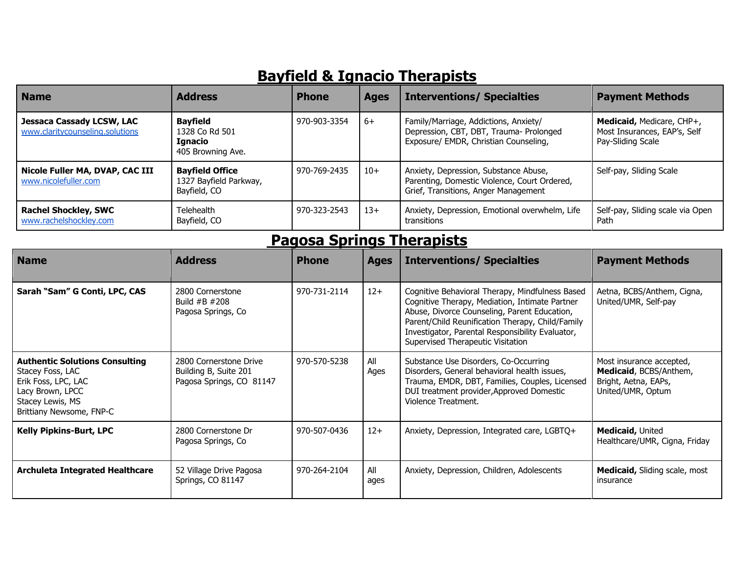# Bayfield & Ignacio Therapists

| Name | Address | Phone | Ages | Interventions/ Specialties | Payment Methods |
|---|---|---|---|---|---|
| **Jessaca Cassady LCSW, LAC** www.claritycounseling.solutions | **Bayfield** 1328 Co Rd 501 **Ignacio** 405 Browning Ave. | 970-903-3354 | 6+ | Family/Marriage, Addictions, Anxiety/ Depression, CBT, DBT, Trauma- Prolonged Exposure/ EMDR, Christian Counseling, | **Medicaid,** Medicare, CHP+, Most Insurances, EAP's, Self Pay-Sliding Scale |
| **Nicole Fuller MA, DVAP, CAC III** www.nicolefuller.com | **Bayfield Office** 1327 Bayfield Parkway, Bayfield, CO | 970-769-2435 | 10+ | Anxiety, Depression, Substance Abuse, Parenting, Domestic Violence, Court Ordered, Grief, Transitions, Anger Management | Self-pay, Sliding Scale |
| **Rachel Shockley, SWC** www.rachelshockley.com | Telehealth Bayfield, CO | 970-323-2543 | 13+ | Anxiety, Depression, Emotional overwhelm, Life transitions | Self-pay, Sliding scale via Open Path |

# Pagosa Springs Therapists

| Name | Address | Phone | Ages | Interventions/ Specialties | Payment Methods |
|---|---|---|---|---|---|
| **Sarah "Sam" G Conti, LPC, CAS** | 2800 Cornerstone Build #B #208 Pagosa Springs, Co | 970-731-2114 | 12+ | Cognitive Behavioral Therapy, Mindfulness Based Cognitive Therapy, Mediation, Intimate Partner Abuse, Divorce Counseling, Parent Education, Parent/Child Reunification Therapy, Child/Family Investigator, Parental Responsibility Evaluator, Supervised Therapeutic Visitation | Aetna, BCBS/Anthem, Cigna, United/UMR, Self-pay |
| **Authentic Solutions Consulting** Stacey Foss, LAC Erik Foss, LPC, LAC Lacy Brown, LPCC Stacey Lewis, MS Brittiany Newsome, FNP-C | 2800 Cornerstone Drive Building B, Suite 201 Pagosa Springs, CO 81147 | 970-570-5238 | All Ages | Substance Use Disorders, Co-Occurring Disorders, General behavioral health issues, Trauma, EMDR, DBT, Families, Couples, Licensed DUI treatment provider,Approved Domestic Violence Treatment. | Most insurance accepted, **Medicaid**, BCBS/Anthem, Bright, Aetna, EAPs, United/UMR, Optum |
| **Kelly Pipkins-Burt, LPC** | 2800 Cornerstone Dr Pagosa Springs, Co | 970-507-0436 | 12+ | Anxiety, Depression, Integrated care, LGBTQ+ | **Medicaid,** United Healthcare/UMR, Cigna, Friday |
| **Archuleta Integrated Healthcare** | 52 Village Drive Pagosa Springs, CO 81147 | 970-264-2104 | All ages | Anxiety, Depression, Children, Adolescents | **Medicaid,** Sliding scale, most insurance |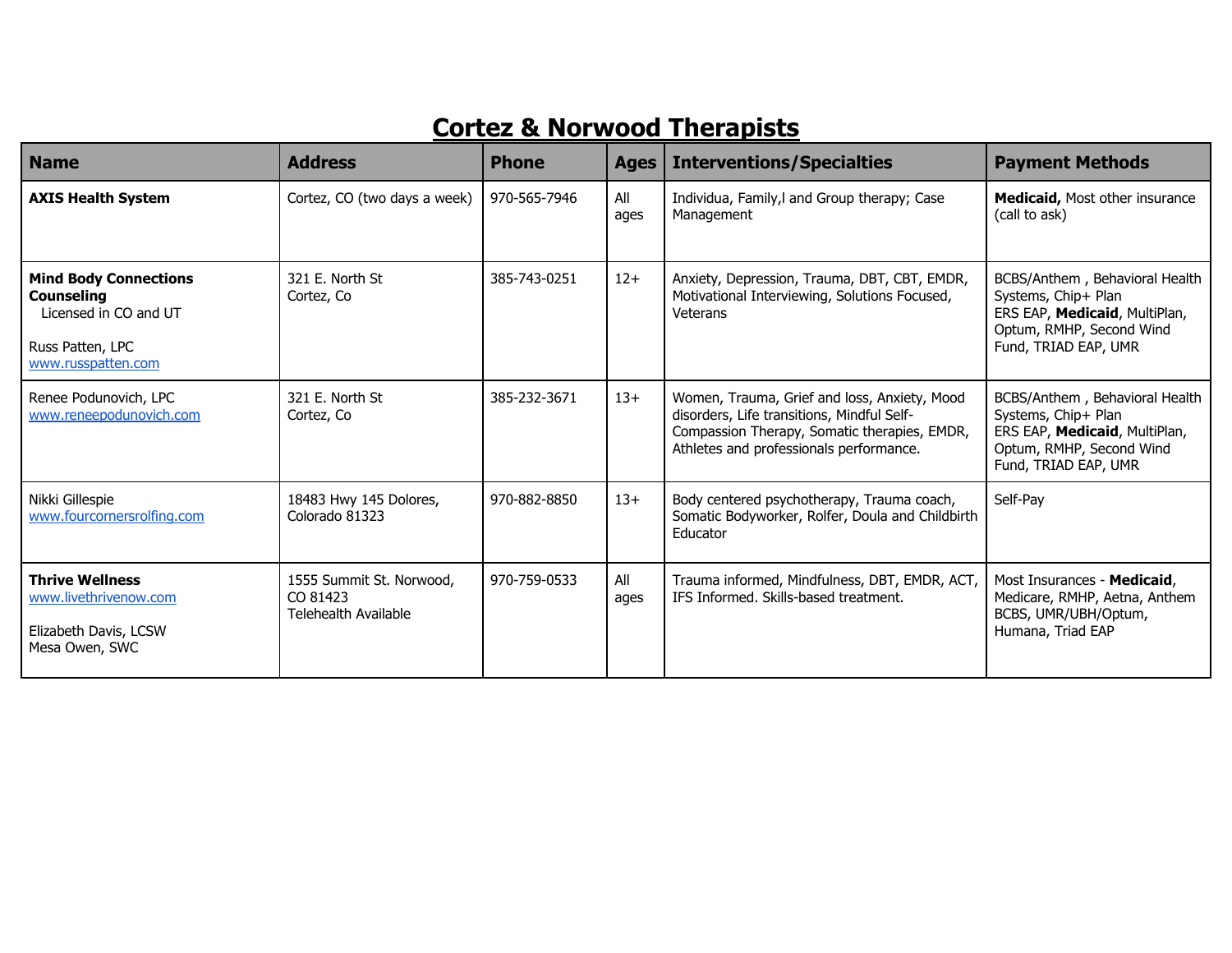# Cortez & Norwood Therapists

| Name | Address | Phone | Ages | Interventions/Specialties | Payment Methods |
|---|---|---|---|---|---|
| **AXIS Health System** | Cortez, CO (two days a week) | 970-565-7946 | All ages | Individua, Family,l and Group therapy; Case Management | **Medicaid,** Most other insurance (call to ask) |
| **Mind Body Connections Counseling**<br>Licensed in CO and UT<br><br>Russ Patten, LPC<br>www.russpatten.com | 321 E. North St<br>Cortez, Co | 385-743-0251 | 12+ | Anxiety, Depression, Trauma, DBT, CBT, EMDR, Motivational Interviewing, Solutions Focused, Veterans | BCBS/Anthem , Behavioral Health Systems, Chip+ Plan<br>ERS EAP, **Medicaid**, MultiPlan, Optum, RMHP, Second Wind Fund, TRIAD EAP, UMR |
| Renee Podunovich, LPC<br>www.reneepodunovich.com | 321 E. North St<br>Cortez, Co | 385-232-3671 | 13+ | Women, Trauma, Grief and loss, Anxiety, Mood disorders, Life transitions, Mindful Self-Compassion Therapy, Somatic therapies, EMDR, Athletes and professionals performance. | BCBS/Anthem , Behavioral Health Systems, Chip+ Plan<br>ERS EAP, **Medicaid**, MultiPlan, Optum, RMHP, Second Wind Fund, TRIAD EAP, UMR |
| Nikki Gillespie<br>www.fourcornersrolfing.com | 18483 Hwy 145 Dolores, Colorado 81323 | 970-882-8850 | 13+ | Body centered psychotherapy, Trauma coach, Somatic Bodyworker, Rolfer, Doula and Childbirth Educator | Self-Pay |
| **Thrive Wellness**<br>www.livethrivenow.com<br><br>Elizabeth Davis, LCSW<br>Mesa Owen, SWC | 1555 Summit St. Norwood, CO 81423<br>Telehealth Available | 970-759-0533 | All ages | Trauma informed, Mindfulness, DBT, EMDR, ACT, IFS Informed. Skills-based treatment. | Most Insurances - **Medicaid**, Medicare, RMHP, Aetna, Anthem BCBS, UMR/UBH/Optum, Humana, Triad EAP |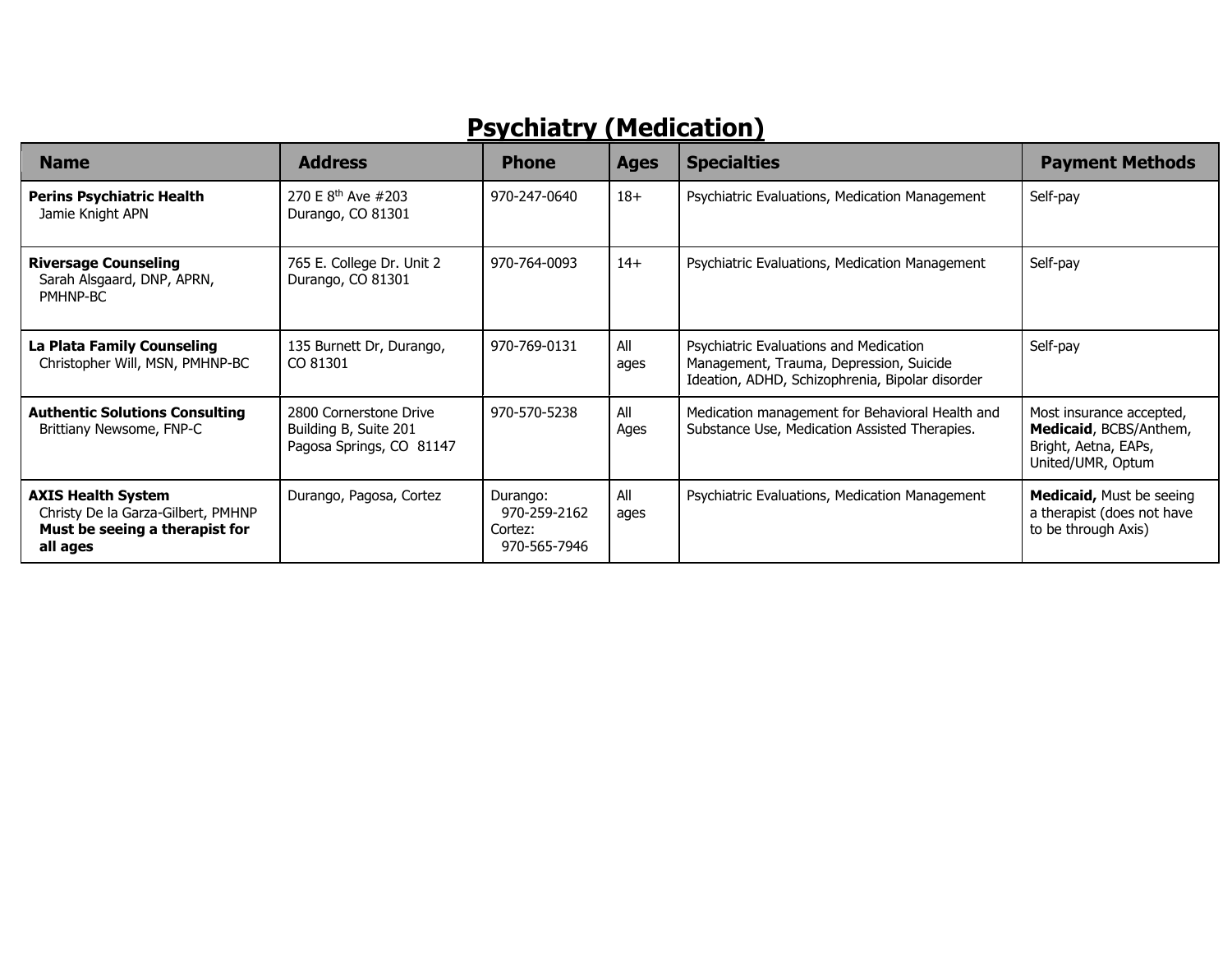# Psychiatry (Medication)

| Name | Address | Phone | Ages | Specialties | Payment Methods |
|---|---|---|---|---|---|
| **Perins Psychiatric Health**<br>Jamie Knight APN | 270 E 8th Ave #203<br>Durango, CO 81301 | 970-247-0640 | 18+ | Psychiatric Evaluations, Medication Management | Self-pay |
| **Riversage Counseling**<br>Sarah Alsgaard, DNP, APRN, PMHNP-BC | 765 E. College Dr. Unit 2<br>Durango, CO 81301 | 970-764-0093 | 14+ | Psychiatric Evaluations, Medication Management | Self-pay |
| **La Plata Family Counseling**<br>Christopher Will, MSN, PMHNP-BC | 135 Burnett Dr, Durango, CO 81301 | 970-769-0131 | All ages | Psychiatric Evaluations and Medication Management, Trauma, Depression, Suicide Ideation, ADHD, Schizophrenia, Bipolar disorder | Self-pay |
| **Authentic Solutions Consulting**<br>Brittiany Newsome, FNP-C | 2800 Cornerstone Drive<br>Building B, Suite 201<br>Pagosa Springs, CO 81147 | 970-570-5238 | All Ages | Medication management for Behavioral Health and Substance Use, Medication Assisted Therapies. | Most insurance accepted, **Medicaid**, BCBS/Anthem, Bright, Aetna, EAPs, United/UMR, Optum |
| **AXIS Health System**<br>Christy De la Garza-Gilbert, PMHNP<br>**Must be seeing a therapist for all ages** | Durango, Pagosa, Cortez | Durango: 970-259-2162<br>Cortez: 970-565-7946 | All ages | Psychiatric Evaluations, Medication Management | **Medicaid,** Must be seeing a therapist (does not have to be through Axis) |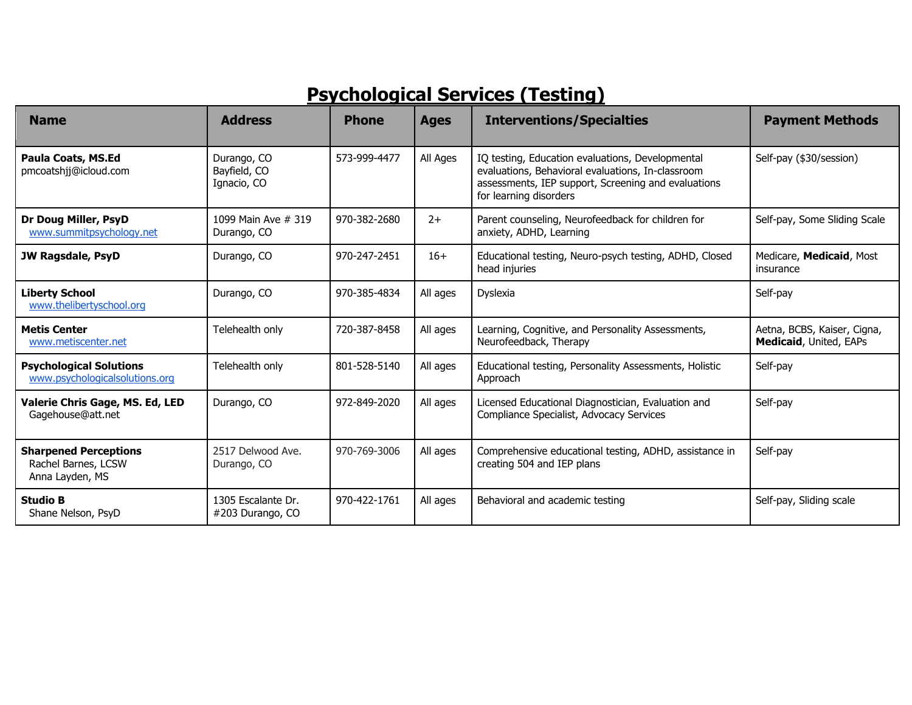# Psychological Services (Testing)

| Name | Address | Phone | Ages | Interventions/Specialties | Payment Methods |
|---|---|---|---|---|---|
| **Paula Coats, MS.Ed** pmcoatshjj@icloud.com | Durango, CO Bayfield, CO Ignacio, CO | 573-999-4477 | All Ages | IQ testing, Education evaluations, Developmental evaluations, Behavioral evaluations, In-classroom assessments, IEP support, Screening and evaluations for learning disorders | Self-pay ($30/session) |
| **Dr Doug Miller, PsyD** www.summitpsychology.net | 1099 Main Ave # 319 Durango, CO | 970-382-2680 | 2+ | Parent counseling, Neurofeedback for children for anxiety, ADHD, Learning | Self-pay, Some Sliding Scale |
| **JW Ragsdale, PsyD** | Durango, CO | 970-247-2451 | 16+ | Educational testing, Neuro-psych testing, ADHD, Closed head injuries | Medicare, **Medicaid**, Most insurance |
| **Liberty School** www.thelibertyschool.org | Durango, CO | 970-385-4834 | All ages | Dyslexia | Self-pay |
| **Metis Center** www.metiscenter.net | Telehealth only | 720-387-8458 | All ages | Learning, Cognitive, and Personality Assessments, Neurofeedback, Therapy | Aetna, BCBS, Kaiser, Cigna, **Medicaid**, United, EAPs |
| **Psychological Solutions** www.psychologicalsolutions.org | Telehealth only | 801-528-5140 | All ages | Educational testing, Personality Assessments, Holistic Approach | Self-pay |
| **Valerie Chris Gage, MS. Ed, LED** Gagehouse@att.net | Durango, CO | 972-849-2020 | All ages | Licensed Educational Diagnostician, Evaluation and Compliance Specialist, Advocacy Services | Self-pay |
| **Sharpened Perceptions** Rachel Barnes, LCSW Anna Layden, MS | 2517 Delwood Ave. Durango, CO | 970-769-3006 | All ages | Comprehensive educational testing, ADHD, assistance in creating 504 and IEP plans | Self-pay |
| **Studio B** Shane Nelson, PsyD | 1305 Escalante Dr. #203 Durango, CO | 970-422-1761 | All ages | Behavioral and academic testing | Self-pay, Sliding scale |